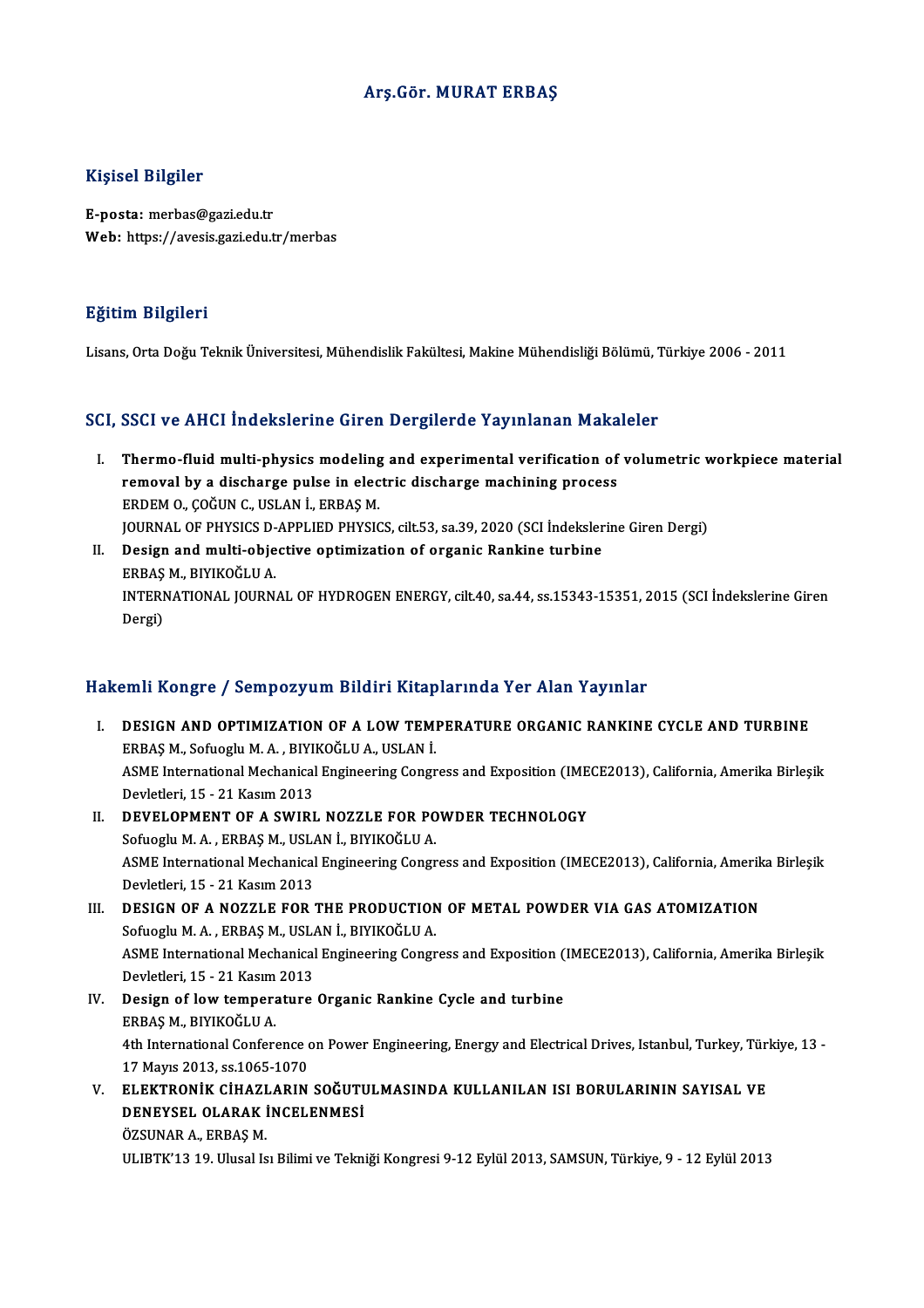# Arş.Gör. MURAT ERBAŞ

## Kişisel Bilgiler

**E-posta:** merbas@gazi.edu.tr
**Web:** https://avesis.gazi.edu.tr/merbas

## Eğitim Bilgileri

Lisans, Orta Doğu Teknik Üniversitesi, Mühendislik Fakültesi, Makine Mühendisliği Bölümü, Türkiye 2006 - 2011

## SCI, SSCI ve AHCI İndekslerine Giren Dergilerde Yayınlanan Makaleler

I. **Thermo-fluid multi-physics modeling and experimental verification of volumetric workpiece material removal by a discharge pulse in electric discharge machining process**
ERDEM O., ÇOĞUN C., USLAN İ., ERBAŞ M.
JOURNAL OF PHYSICS D-APPLIED PHYSICS, cilt.53, sa.39, 2020 (SCI İndekslerine Giren Dergi)

II. **Design and multi-objective optimization of organic Rankine turbine**
ERBAŞ M., BIYIKOĞLU A.
INTERNATIONAL JOURNAL OF HYDROGEN ENERGY, cilt.40, sa.44, ss.15343-15351, 2015 (SCI İndekslerine Giren Dergi)

## Hakemli Kongre / Sempozyum Bildiri Kitaplarında Yer Alan Yayınlar

I. **DESIGN AND OPTIMIZATION OF A LOW TEMPERATURE ORGANIC RANKINE CYCLE AND TURBINE**
ERBAŞ M., Sofuoglu M. A. , BIYIKOĞLU A., USLAN İ.
ASME International Mechanical Engineering Congress and Exposition (IMECE2013), California, Amerika Birleşik Devletleri, 15 - 21 Kasım 2013

II. **DEVELOPMENT OF A SWIRL NOZZLE FOR POWDER TECHNOLOGY**
Sofuoglu M. A. , ERBAŞ M., USLAN İ., BIYIKOĞLU A.
ASME International Mechanical Engineering Congress and Exposition (IMECE2013), California, Amerika Birleşik Devletleri, 15 - 21 Kasım 2013

III. **DESIGN OF A NOZZLE FOR THE PRODUCTION OF METAL POWDER VIA GAS ATOMIZATION**
Sofuoglu M. A. , ERBAŞ M., USLAN İ., BIYIKOĞLU A.
ASME International Mechanical Engineering Congress and Exposition (IMECE2013), California, Amerika Birleşik Devletleri, 15 - 21 Kasım 2013

IV. **Design of low temperature Organic Rankine Cycle and turbine**
ERBAŞ M., BIYIKOĞLU A.
4th International Conference on Power Engineering, Energy and Electrical Drives, Istanbul, Turkey, Türkiye, 13 - 17 Mayıs 2013, ss.1065-1070

V. **ELEKTRONİK CİHAZLARIN SOĞUTULMASINDA KULLANILAN ISI BORULARININ SAYISAL VE DENEYSEL OLARAK İNCELENMESİ**
ÖZSUNAR A., ERBAŞ M.
ULIBTK'13 19. Ulusal Isı Bilimi ve Tekniği Kongresi 9-12 Eylül 2013, SAMSUN, Türkiye, 9 - 12 Eylül 2013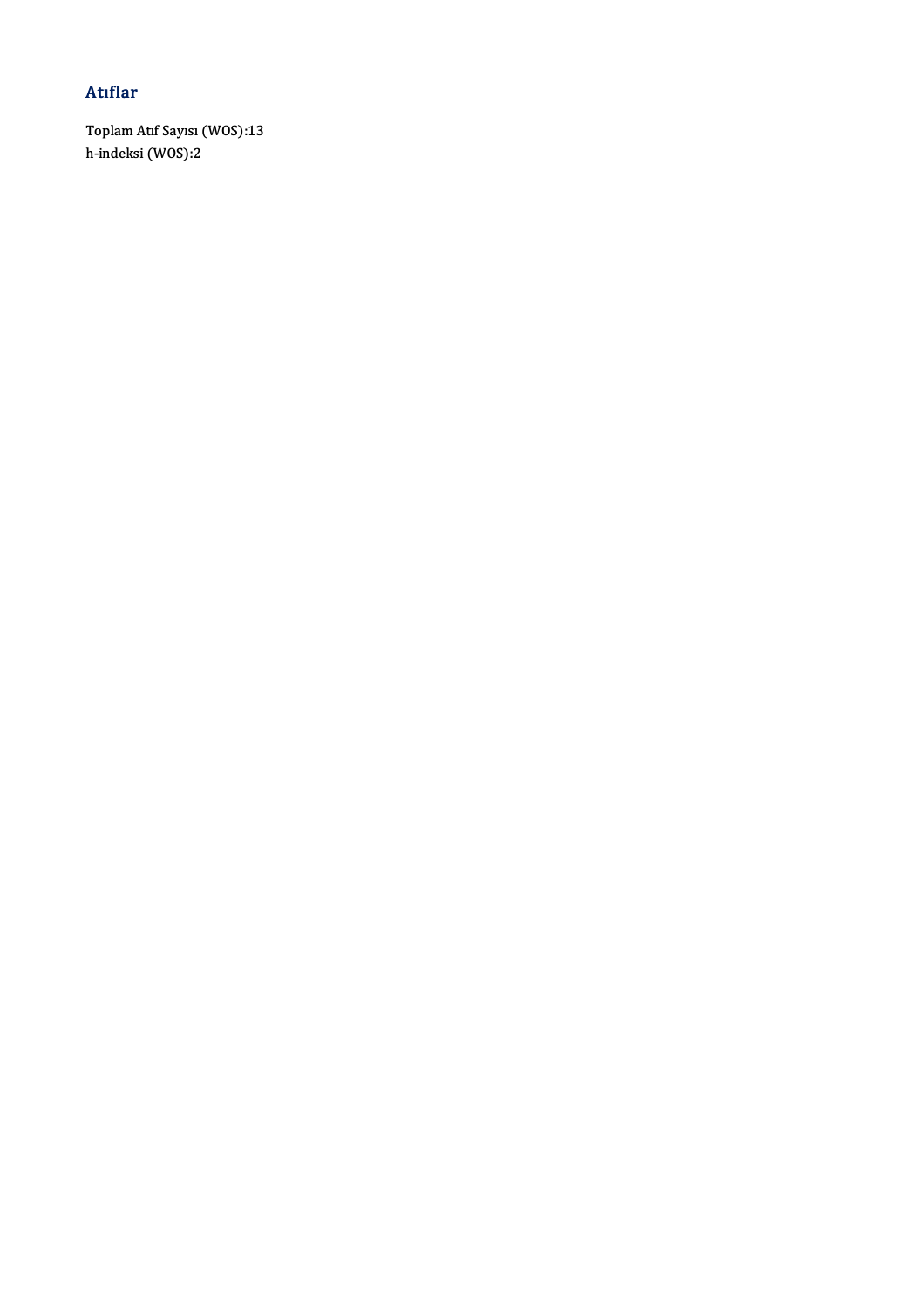## Atıflar

Toplam Atıf Sayısı (WOS):13
h-indeksi (WOS):2